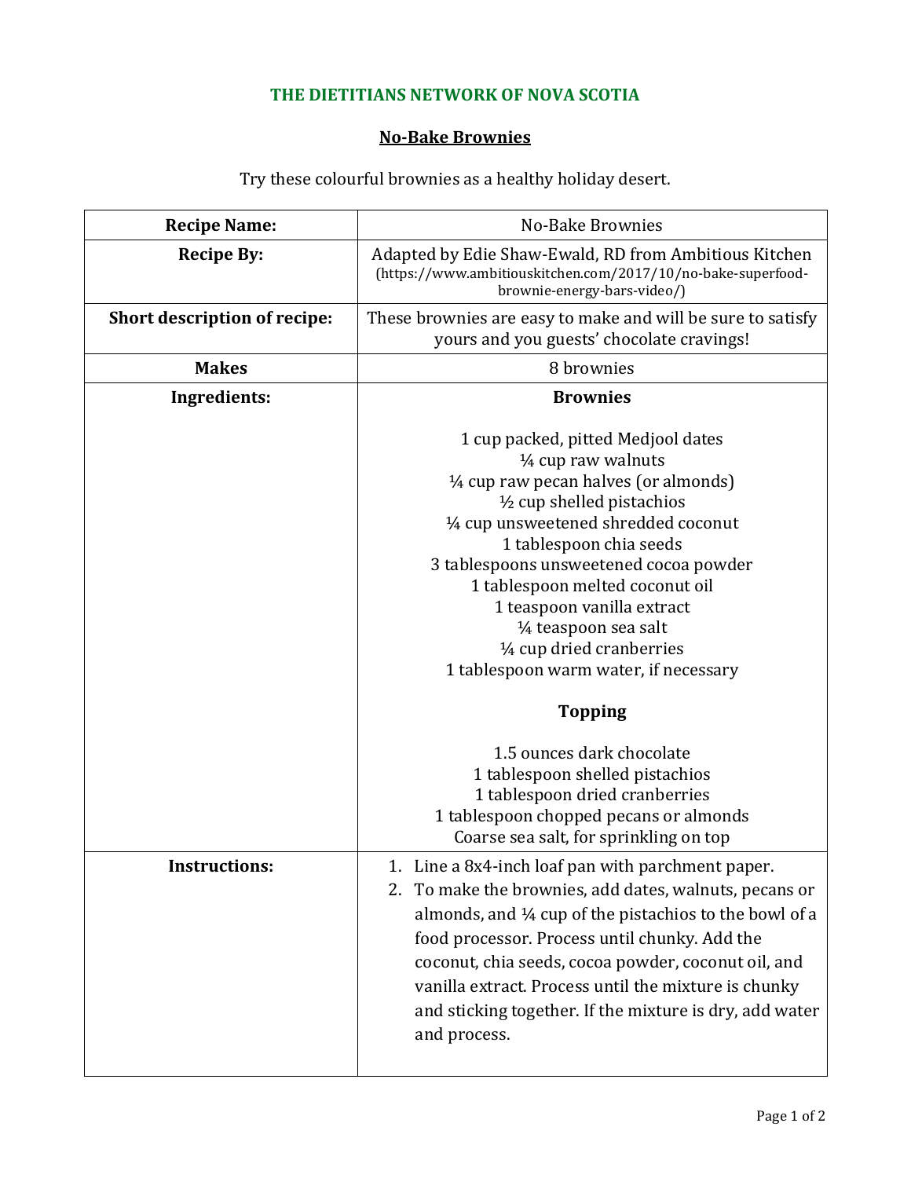## THE DIETITIANS NETWORK OF NOVA SCOTIA

### No-Bake Brownies

Try these colourful brownies as a healthy holiday desert.

| **Recipe Name:** | No-Bake Brownies |
|---|---|
| **Recipe By:** | Adapted by Edie Shaw-Ewald, RD from Ambitious Kitchen (https://www.ambitiouskitchen.com/2017/10/no-bake-superfood-brownie-energy-bars-video/) |
| **Short description of recipe:** | These brownies are easy to make and will be sure to satisfy yours and you guests' chocolate cravings! |
| **Makes** | 8 brownies |
| **Ingredients:** | **Brownies**<br><br>1 cup packed, pitted Medjool dates<br>¼ cup raw walnuts<br>¼ cup raw pecan halves (or almonds)<br>½ cup shelled pistachios<br>¼ cup unsweetened shredded coconut<br>1 tablespoon chia seeds<br>3 tablespoons unsweetened cocoa powder<br>1 tablespoon melted coconut oil<br>1 teaspoon vanilla extract<br>¼ teaspoon sea salt<br>¼ cup dried cranberries<br>1 tablespoon warm water, if necessary<br><br>**Topping**<br><br>1.5 ounces dark chocolate<br>1 tablespoon shelled pistachios<br>1 tablespoon dried cranberries<br>1 tablespoon chopped pecans or almonds<br>Coarse sea salt, for sprinkling on top |
| **Instructions:** | 1. Line a 8x4-inch loaf pan with parchment paper.<br>2. To make the brownies, add dates, walnuts, pecans or almonds, and ¼ cup of the pistachios to the bowl of a food processor. Process until chunky. Add the coconut, chia seeds, cocoa powder, coconut oil, and vanilla extract. Process until the mixture is chunky and sticking together. If the mixture is dry, add water and process. |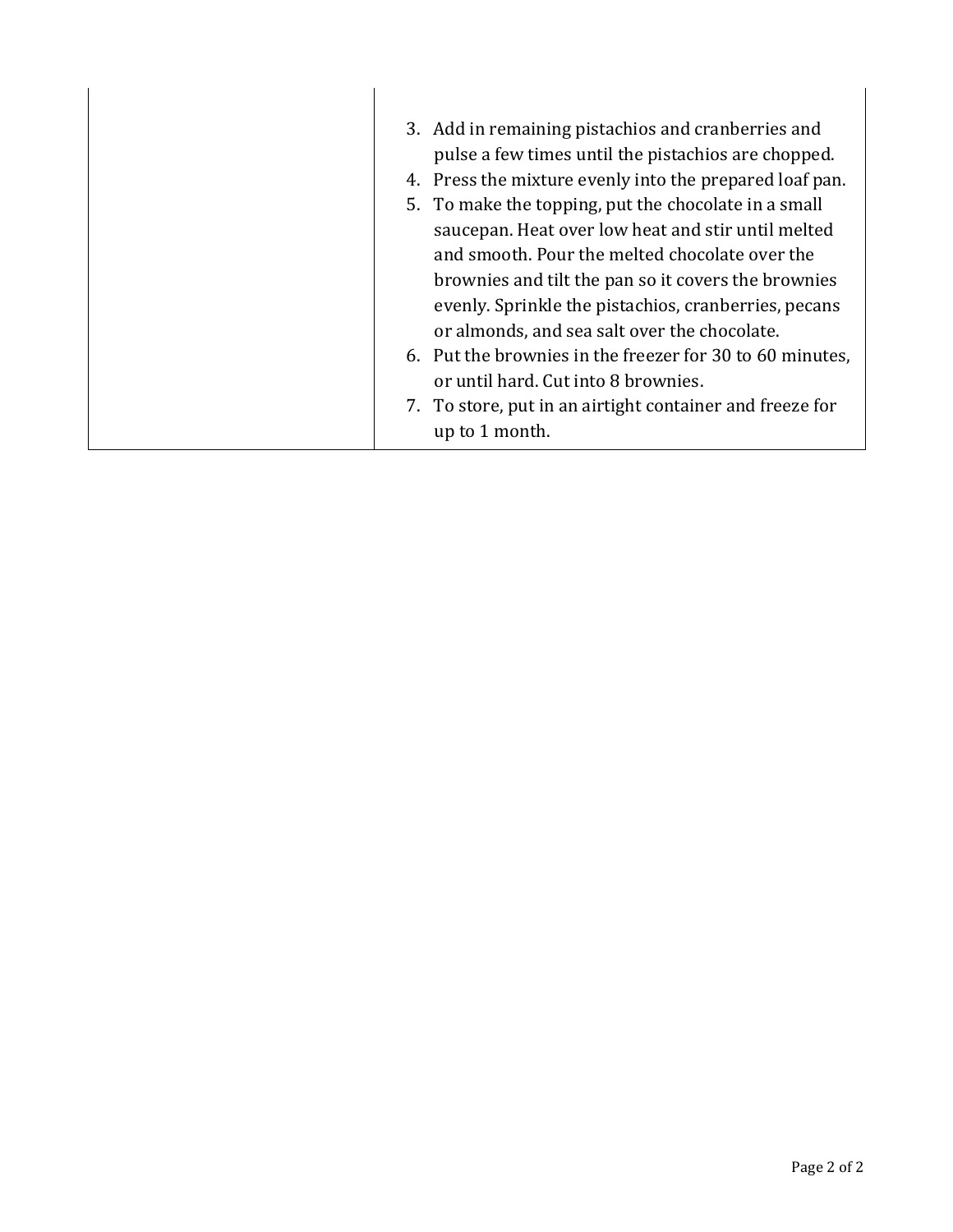| | |
|---|---|
| | 3. Add in remaining pistachios and cranberries and pulse a few times until the pistachios are chopped.<br>4. Press the mixture evenly into the prepared loaf pan.<br>5. To make the topping, put the chocolate in a small saucepan. Heat over low heat and stir until melted and smooth. Pour the melted chocolate over the brownies and tilt the pan so it covers the brownies evenly. Sprinkle the pistachios, cranberries, pecans or almonds, and sea salt over the chocolate.<br>6. Put the brownies in the freezer for 30 to 60 minutes, or until hard. Cut into 8 brownies.<br>7. To store, put in an airtight container and freeze for up to 1 month. |